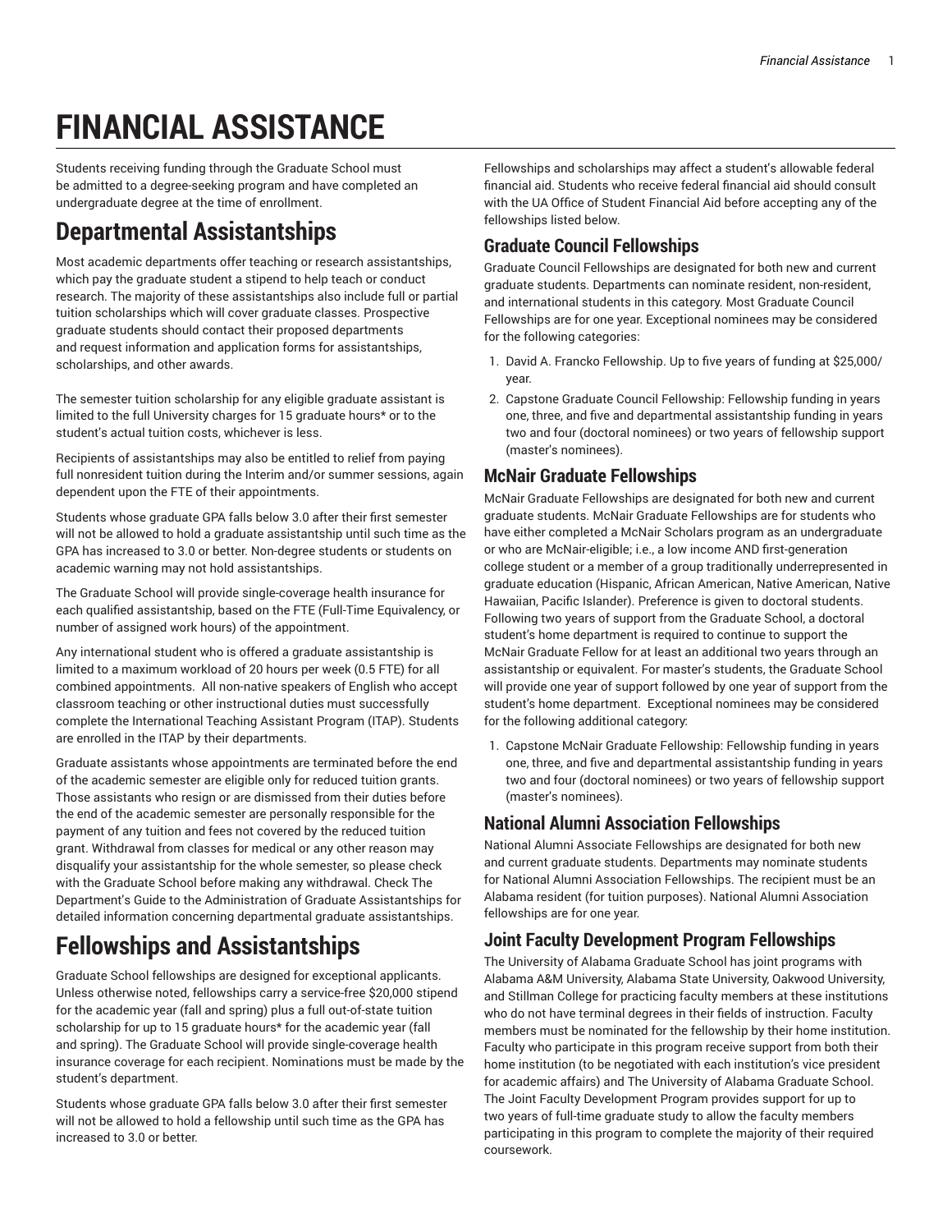# FINANCIAL ASSISTANCE

Students receiving funding through the Graduate School must be admitted to a degree-seeking program and have completed an undergraduate degree at the time of enrollment.

## Departmental Assistantships

Most academic departments offer teaching or research assistantships, which pay the graduate student a stipend to help teach or conduct research. The majority of these assistantships also include full or partial tuition scholarships which will cover graduate classes. Prospective graduate students should contact their proposed departments and request information and application forms for assistantships, scholarships, and other awards.

The semester tuition scholarship for any eligible graduate assistant is limited to the full University charges for 15 graduate hours* or to the student's actual tuition costs, whichever is less.

Recipients of assistantships may also be entitled to relief from paying full nonresident tuition during the Interim and/or summer sessions, again dependent upon the FTE of their appointments.

Students whose graduate GPA falls below 3.0 after their first semester will not be allowed to hold a graduate assistantship until such time as the GPA has increased to 3.0 or better. Non-degree students or students on academic warning may not hold assistantships.

The Graduate School will provide single-coverage health insurance for each qualified assistantship, based on the FTE (Full-Time Equivalency, or number of assigned work hours) of the appointment.

Any international student who is offered a graduate assistantship is limited to a maximum workload of 20 hours per week (0.5 FTE) for all combined appointments. All non-native speakers of English who accept classroom teaching or other instructional duties must successfully complete the International Teaching Assistant Program (ITAP). Students are enrolled in the ITAP by their departments.

Graduate assistants whose appointments are terminated before the end of the academic semester are eligible only for reduced tuition grants. Those assistants who resign or are dismissed from their duties before the end of the academic semester are personally responsible for the payment of any tuition and fees not covered by the reduced tuition grant. Withdrawal from classes for medical or any other reason may disqualify your assistantship for the whole semester, so please check with the Graduate School before making any withdrawal. Check The Department's Guide to the Administration of Graduate Assistantships for detailed information concerning departmental graduate assistantships.

## Fellowships and Assistantships

Graduate School fellowships are designed for exceptional applicants. Unless otherwise noted, fellowships carry a service-free $20,000 stipend for the academic year (fall and spring) plus a full out-of-state tuition scholarship for up to 15 graduate hours* for the academic year (fall and spring). The Graduate School will provide single-coverage health insurance coverage for each recipient. Nominations must be made by the student's department.

Students whose graduate GPA falls below 3.0 after their first semester will not be allowed to hold a fellowship until such time as the GPA has increased to 3.0 or better.

Fellowships and scholarships may affect a student's allowable federal financial aid. Students who receive federal financial aid should consult with the UA Office of Student Financial Aid before accepting any of the fellowships listed below.

### Graduate Council Fellowships

Graduate Council Fellowships are designated for both new and current graduate students. Departments can nominate resident, non-resident, and international students in this category. Most Graduate Council Fellowships are for one year. Exceptional nominees may be considered for the following categories:

1. David A. Francko Fellowship. Up to five years of funding at $25,000/ year.
2. Capstone Graduate Council Fellowship: Fellowship funding in years one, three, and five and departmental assistantship funding in years two and four (doctoral nominees) or two years of fellowship support (master's nominees).

### McNair Graduate Fellowships

McNair Graduate Fellowships are designated for both new and current graduate students. McNair Graduate Fellowships are for students who have either completed a McNair Scholars program as an undergraduate or who are McNair-eligible; i.e., a low income AND first-generation college student or a member of a group traditionally underrepresented in graduate education (Hispanic, African American, Native American, Native Hawaiian, Pacific Islander). Preference is given to doctoral students. Following two years of support from the Graduate School, a doctoral student's home department is required to continue to support the McNair Graduate Fellow for at least an additional two years through an assistantship or equivalent. For master's students, the Graduate School will provide one year of support followed by one year of support from the student's home department. Exceptional nominees may be considered for the following additional category:

1. Capstone McNair Graduate Fellowship: Fellowship funding in years one, three, and five and departmental assistantship funding in years two and four (doctoral nominees) or two years of fellowship support (master's nominees).

### National Alumni Association Fellowships

National Alumni Associate Fellowships are designated for both new and current graduate students. Departments may nominate students for National Alumni Association Fellowships. The recipient must be an Alabama resident (for tuition purposes). National Alumni Association fellowships are for one year.

### Joint Faculty Development Program Fellowships

The University of Alabama Graduate School has joint programs with Alabama A&M University, Alabama State University, Oakwood University, and Stillman College for practicing faculty members at these institutions who do not have terminal degrees in their fields of instruction. Faculty members must be nominated for the fellowship by their home institution. Faculty who participate in this program receive support from both their home institution (to be negotiated with each institution's vice president for academic affairs) and The University of Alabama Graduate School. The Joint Faculty Development Program provides support for up to two years of full-time graduate study to allow the faculty members participating in this program to complete the majority of their required coursework.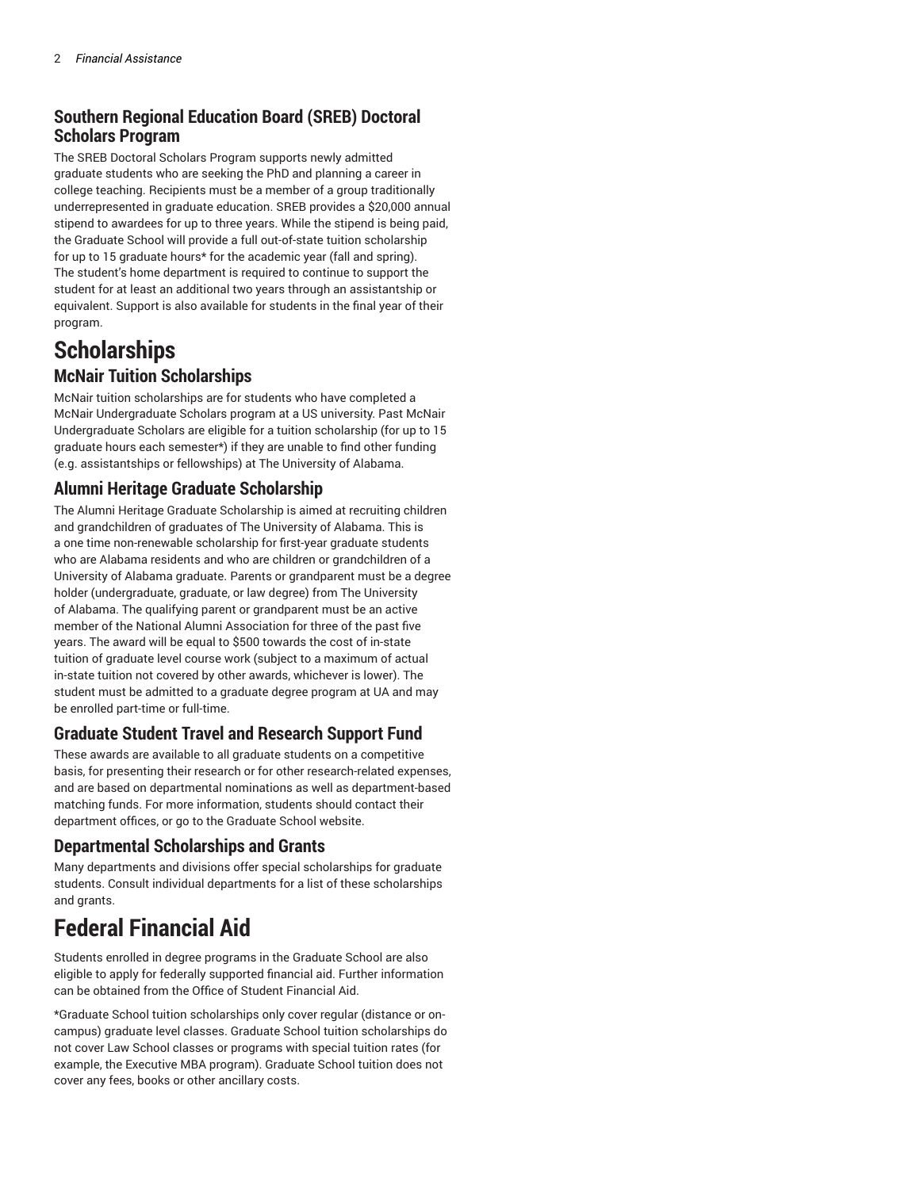### Southern Regional Education Board (SREB) Doctoral Scholars Program

The SREB Doctoral Scholars Program supports newly admitted graduate students who are seeking the PhD and planning a career in college teaching. Recipients must be a member of a group traditionally underrepresented in graduate education. SREB provides a $20,000 annual stipend to awardees for up to three years. While the stipend is being paid, the Graduate School will provide a full out-of-state tuition scholarship for up to 15 graduate hours* for the academic year (fall and spring). The student's home department is required to continue to support the student for at least an additional two years through an assistantship or equivalent. Support is also available for students in the final year of their program.

## Scholarships

### McNair Tuition Scholarships

McNair tuition scholarships are for students who have completed a McNair Undergraduate Scholars program at a US university. Past McNair Undergraduate Scholars are eligible for a tuition scholarship (for up to 15 graduate hours each semester*) if they are unable to find other funding (e.g. assistantships or fellowships) at The University of Alabama.

### Alumni Heritage Graduate Scholarship

The Alumni Heritage Graduate Scholarship is aimed at recruiting children and grandchildren of graduates of The University of Alabama. This is a one time non-renewable scholarship for first-year graduate students who are Alabama residents and who are children or grandchildren of a University of Alabama graduate. Parents or grandparent must be a degree holder (undergraduate, graduate, or law degree) from The University of Alabama. The qualifying parent or grandparent must be an active member of the National Alumni Association for three of the past five years. The award will be equal to $500 towards the cost of in-state tuition of graduate level course work (subject to a maximum of actual in-state tuition not covered by other awards, whichever is lower). The student must be admitted to a graduate degree program at UA and may be enrolled part-time or full-time.

### Graduate Student Travel and Research Support Fund

These awards are available to all graduate students on a competitive basis, for presenting their research or for other research-related expenses, and are based on departmental nominations as well as department-based matching funds. For more information, students should contact their department offices, or go to the Graduate School website.

### Departmental Scholarships and Grants

Many departments and divisions offer special scholarships for graduate students. Consult individual departments for a list of these scholarships and grants.

## Federal Financial Aid

Students enrolled in degree programs in the Graduate School are also eligible to apply for federally supported financial aid. Further information can be obtained from the Office of Student Financial Aid.

*Graduate School tuition scholarships only cover regular (distance or on-campus) graduate level classes. Graduate School tuition scholarships do not cover Law School classes or programs with special tuition rates (for example, the Executive MBA program). Graduate School tuition does not cover any fees, books or other ancillary costs.